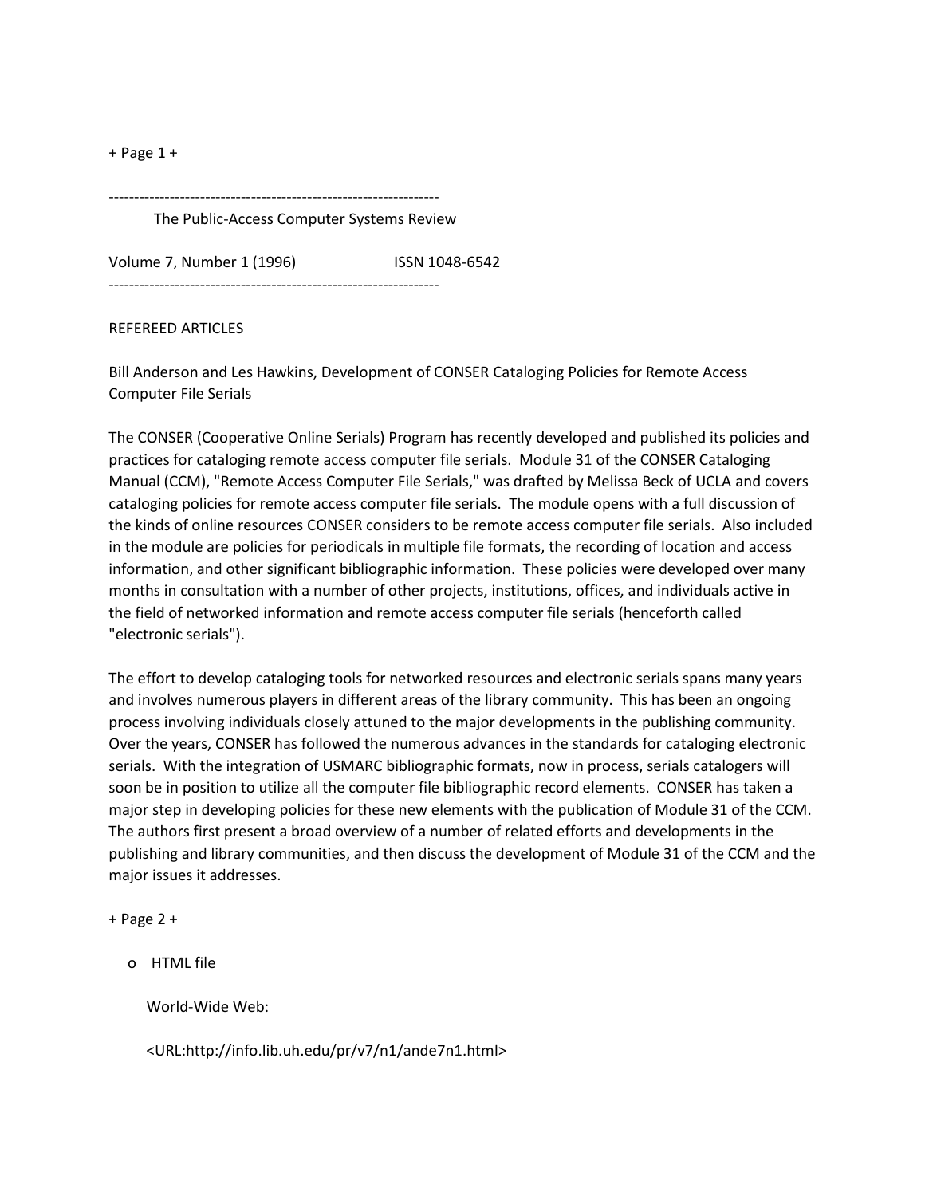-----------------------------------------------------------------

The Public-Access Computer Systems Review

Volume 7, Number 1 (1996)                    ISSN 1048-6542

-----------------------------------------------------------------

REFEREED ARTICLES

Bill Anderson and Les Hawkins, Development of CONSER Cataloging Policies for Remote Access Computer File Serials

The CONSER (Cooperative Online Serials) Program has recently developed and published its policies and practices for cataloging remote access computer file serials. Module 31 of the CONSER Cataloging Manual (CCM), "Remote Access Computer File Serials," was drafted by Melissa Beck of UCLA and covers cataloging policies for remote access computer file serials. The module opens with a full discussion of the kinds of online resources CONSER considers to be remote access computer file serials. Also included in the module are policies for periodicals in multiple file formats, the recording of location and access information, and other significant bibliographic information. These policies were developed over many months in consultation with a number of other projects, institutions, offices, and individuals active in the field of networked information and remote access computer file serials (henceforth called "electronic serials").

The effort to develop cataloging tools for networked resources and electronic serials spans many years and involves numerous players in different areas of the library community. This has been an ongoing process involving individuals closely attuned to the major developments in the publishing community. Over the years, CONSER has followed the numerous advances in the standards for cataloging electronic serials. With the integration of USMARC bibliographic formats, now in process, serials catalogers will soon be in position to utilize all the computer file bibliographic record elements. CONSER has taken a major step in developing policies for these new elements with the publication of Module 31 of the CCM. The authors first present a broad overview of a number of related efforts and developments in the publishing and library communities, and then discuss the development of Module 31 of the CCM and the major issues it addresses.

- HTML file

  World-Wide Web:

  <URL:http://info.lib.uh.edu/pr/v7/n1/ande7n1.html>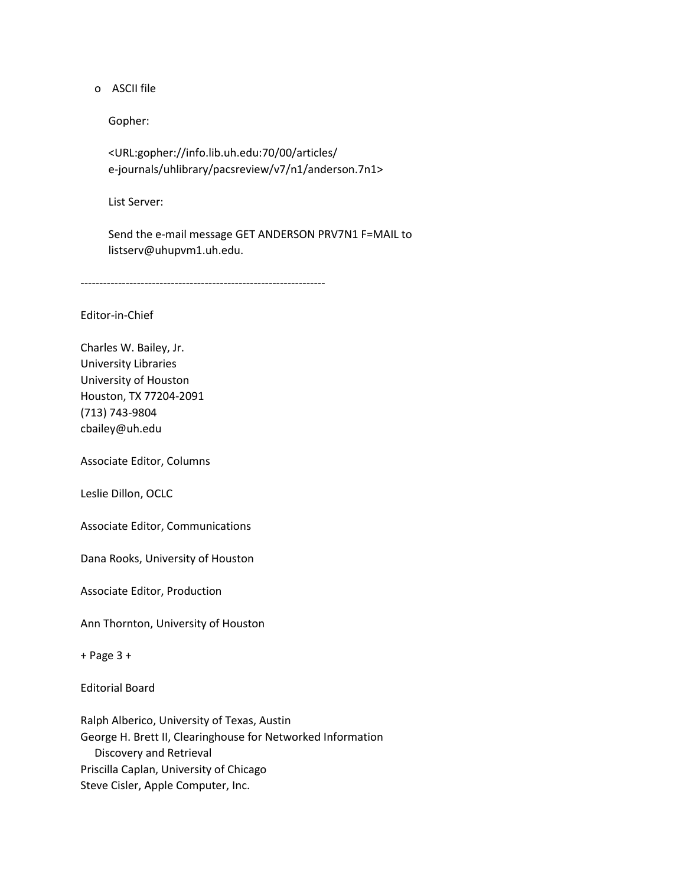- ASCII file

  Gopher:

  <URL:gopher://info.lib.uh.edu:70/00/articles/
  e-journals/uhlibrary/pacsreview/v7/n1/anderson.7n1>

  List Server:

  Send the e-mail message GET ANDERSON PRV7N1 F=MAIL to
  listserv@uhupvm1.uh.edu.

-----------------------------------------------------------------

Editor-in-Chief

Charles W. Bailey, Jr.
University Libraries
University of Houston
Houston, TX 77204-2091
(713) 743-9804
cbailey@uh.edu

Associate Editor, Columns

Leslie Dillon, OCLC

Associate Editor, Communications

Dana Rooks, University of Houston

Associate Editor, Production

Ann Thornton, University of Houston

+ Page 3 +

Editorial Board

Ralph Alberico, University of Texas, Austin
George H. Brett II, Clearinghouse for Networked Information
 Discovery and Retrieval
Priscilla Caplan, University of Chicago
Steve Cisler, Apple Computer, Inc.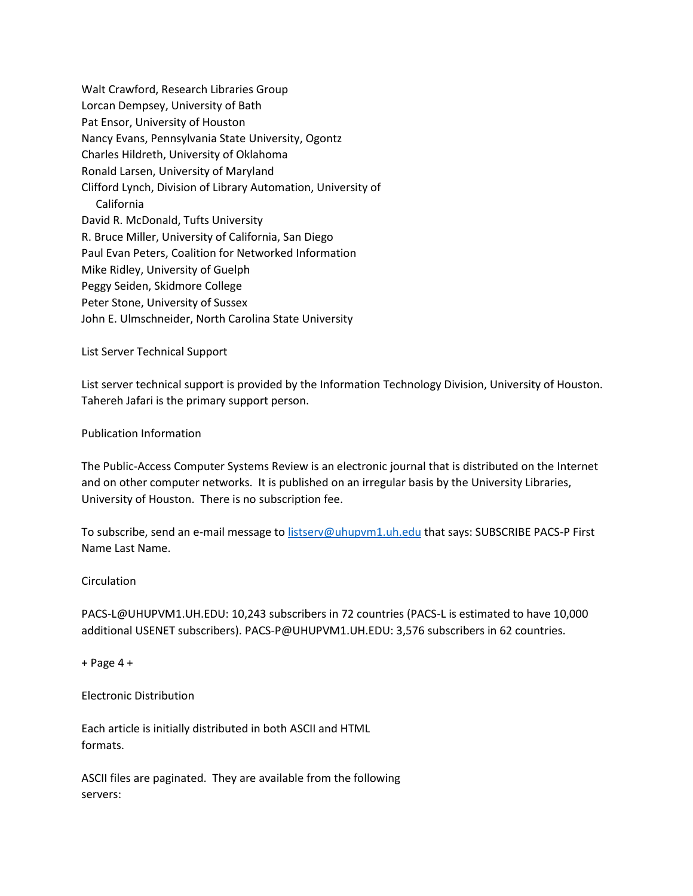Walt Crawford, Research Libraries Group
Lorcan Dempsey, University of Bath
Pat Ensor, University of Houston
Nancy Evans, Pennsylvania State University, Ogontz
Charles Hildreth, University of Oklahoma
Ronald Larsen, University of Maryland
Clifford Lynch, Division of Library Automation, University of California
David R. McDonald, Tufts University
R. Bruce Miller, University of California, San Diego
Paul Evan Peters, Coalition for Networked Information
Mike Ridley, University of Guelph
Peggy Seiden, Skidmore College
Peter Stone, University of Sussex
John E. Ulmschneider, North Carolina State University

List Server Technical Support

List server technical support is provided by the Information Technology Division, University of Houston. Tahereh Jafari is the primary support person.

Publication Information

The Public-Access Computer Systems Review is an electronic journal that is distributed on the Internet and on other computer networks. It is published on an irregular basis by the University Libraries, University of Houston. There is no subscription fee.

To subscribe, send an e-mail message to listserv@uhupvm1.uh.edu that says: SUBSCRIBE PACS-P First Name Last Name.

Circulation

PACS-L@UHUPVM1.UH.EDU: 10,243 subscribers in 72 countries (PACS-L is estimated to have 10,000 additional USENET subscribers). PACS-P@UHUPVM1.UH.EDU: 3,576 subscribers in 62 countries.

+ Page 4 +

Electronic Distribution

Each article is initially distributed in both ASCII and HTML formats.

ASCII files are paginated. They are available from the following servers: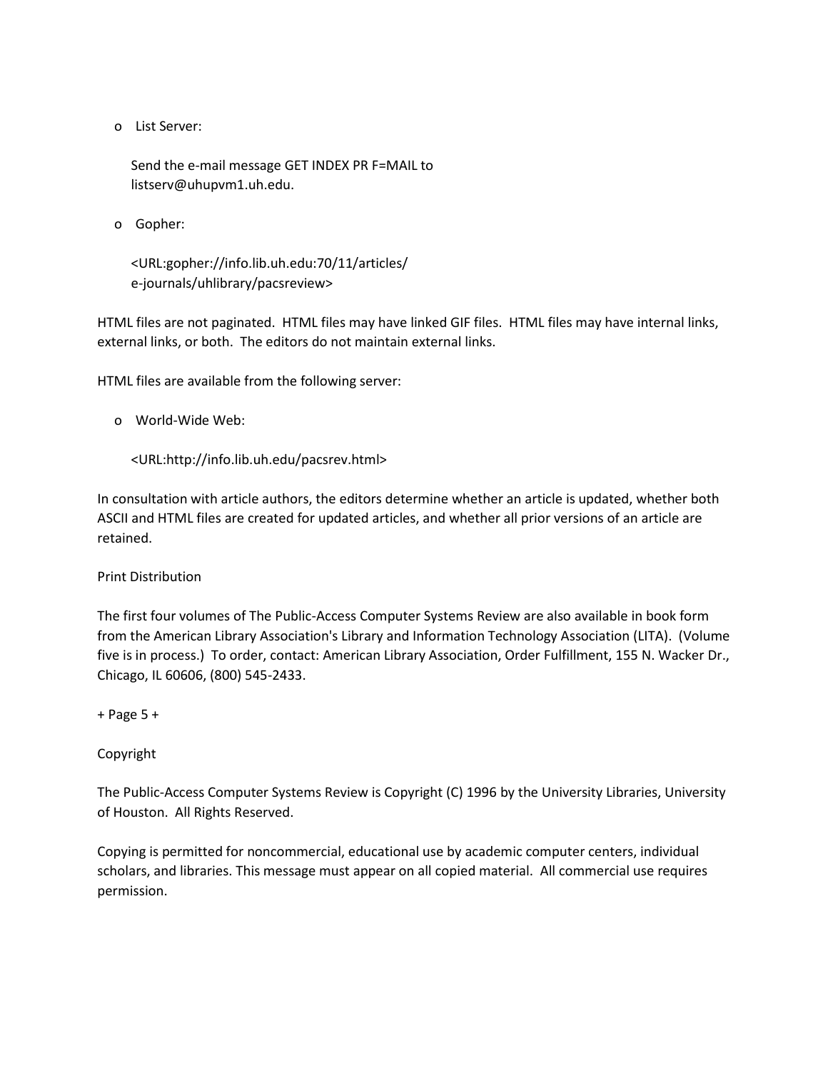- List Server:

  Send the e-mail message GET INDEX PR F=MAIL to listserv@uhupvm1.uh.edu.

- Gopher:

  <URL:gopher://info.lib.uh.edu:70/11/articles/ e-journals/uhlibrary/pacsreview>

HTML files are not paginated. HTML files may have linked GIF files. HTML files may have internal links, external links, or both. The editors do not maintain external links.

HTML files are available from the following server:

- World-Wide Web:

  <URL:http://info.lib.uh.edu/pacsrev.html>

In consultation with article authors, the editors determine whether an article is updated, whether both ASCII and HTML files are created for updated articles, and whether all prior versions of an article are retained.

Print Distribution

The first four volumes of The Public-Access Computer Systems Review are also available in book form from the American Library Association's Library and Information Technology Association (LITA). (Volume five is in process.) To order, contact: American Library Association, Order Fulfillment, 155 N. Wacker Dr., Chicago, IL 60606, (800) 545-2433.

+ Page 5 +

Copyright

The Public-Access Computer Systems Review is Copyright (C) 1996 by the University Libraries, University of Houston. All Rights Reserved.

Copying is permitted for noncommercial, educational use by academic computer centers, individual scholars, and libraries. This message must appear on all copied material. All commercial use requires permission.